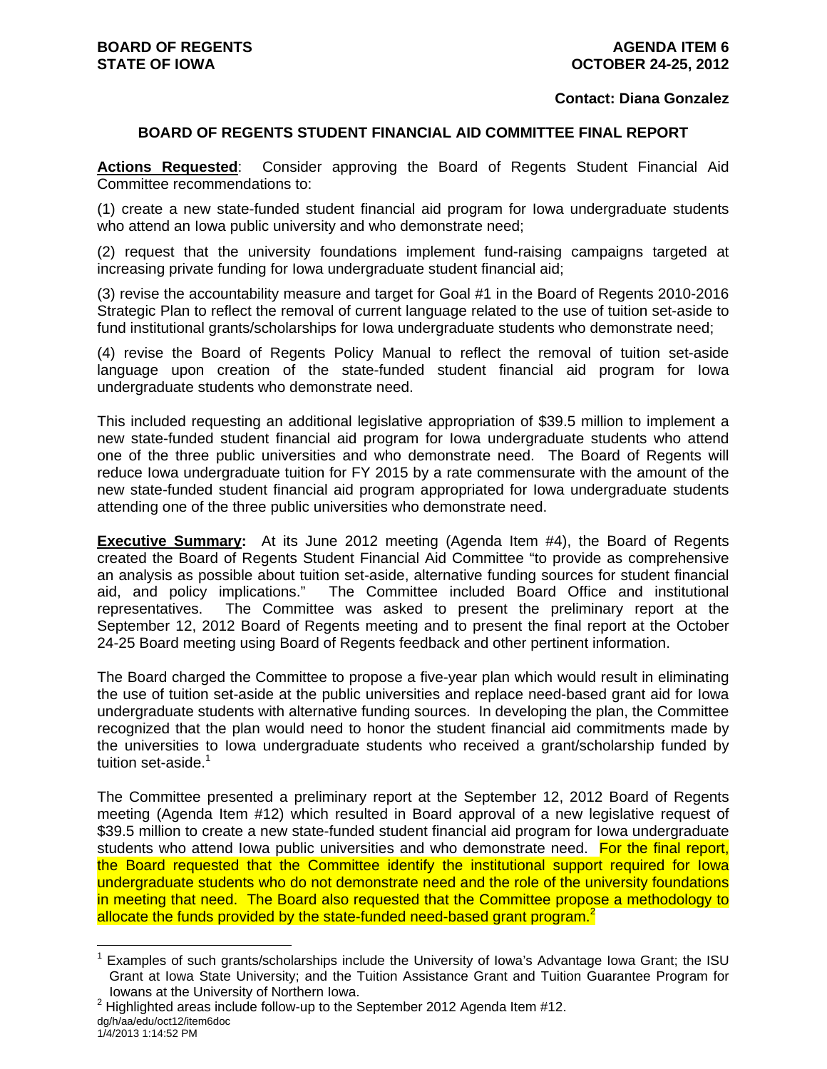**BOARD OF REGENTS**
**STATE OF IOWA**

**AGENDA ITEM 6**
**OCTOBER 24-25, 2012**

**Contact: Diana Gonzalez**

## BOARD OF REGENTS STUDENT FINANCIAL AID COMMITTEE FINAL REPORT

**Actions Requested**: Consider approving the Board of Regents Student Financial Aid Committee recommendations to:

(1) create a new state-funded student financial aid program for Iowa undergraduate students who attend an Iowa public university and who demonstrate need;

(2) request that the university foundations implement fund-raising campaigns targeted at increasing private funding for Iowa undergraduate student financial aid;

(3) revise the accountability measure and target for Goal #1 in the Board of Regents 2010-2016 Strategic Plan to reflect the removal of current language related to the use of tuition set-aside to fund institutional grants/scholarships for Iowa undergraduate students who demonstrate need;

(4) revise the Board of Regents Policy Manual to reflect the removal of tuition set-aside language upon creation of the state-funded student financial aid program for Iowa undergraduate students who demonstrate need.

This included requesting an additional legislative appropriation of $39.5 million to implement a new state-funded student financial aid program for Iowa undergraduate students who attend one of the three public universities and who demonstrate need. The Board of Regents will reduce Iowa undergraduate tuition for FY 2015 by a rate commensurate with the amount of the new state-funded student financial aid program appropriated for Iowa undergraduate students attending one of the three public universities who demonstrate need.

**Executive Summary:** At its June 2012 meeting (Agenda Item #4), the Board of Regents created the Board of Regents Student Financial Aid Committee "to provide as comprehensive an analysis as possible about tuition set-aside, alternative funding sources for student financial aid, and policy implications." The Committee included Board Office and institutional representatives. The Committee was asked to present the preliminary report at the September 12, 2012 Board of Regents meeting and to present the final report at the October 24-25 Board meeting using Board of Regents feedback and other pertinent information.

The Board charged the Committee to propose a five-year plan which would result in eliminating the use of tuition set-aside at the public universities and replace need-based grant aid for Iowa undergraduate students with alternative funding sources. In developing the plan, the Committee recognized that the plan would need to honor the student financial aid commitments made by the universities to Iowa undergraduate students who received a grant/scholarship funded by tuition set-aside.[1]

The Committee presented a preliminary report at the September 12, 2012 Board of Regents meeting (Agenda Item #12) which resulted in Board approval of a new legislative request of $39.5 million to create a new state-funded student financial aid program for Iowa undergraduate students who attend Iowa public universities and who demonstrate need. For the final report, the Board requested that the Committee identify the institutional support required for Iowa undergraduate students who do not demonstrate need and the role of the university foundations in meeting that need. The Board also requested that the Committee propose a methodology to allocate the funds provided by the state-funded need-based grant program.[2]

---

[1] Examples of such grants/scholarships include the University of Iowa's Advantage Iowa Grant; the ISU Grant at Iowa State University; and the Tuition Assistance Grant and Tuition Guarantee Program for Iowans at the University of Northern Iowa.

[2] Highlighted areas include follow-up to the September 2012 Agenda Item #12.

dg/h/aa/edu/oct12/item6doc
1/4/2013 1:14:52 PM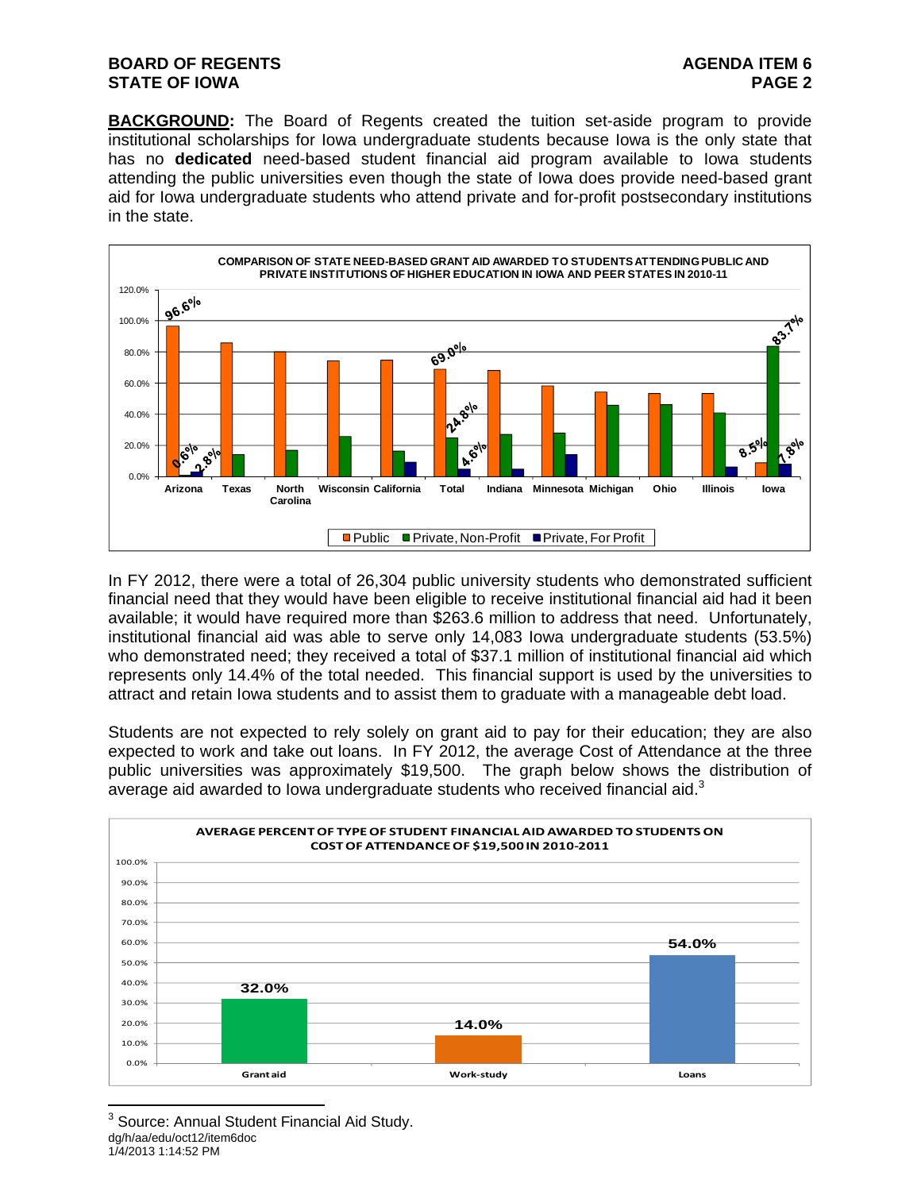**BACKGROUND:** The Board of Regents created the tuition set-aside program to provide institutional scholarships for Iowa undergraduate students because Iowa is the only state that has no **dedicated** need-based student financial aid program available to Iowa students attending the public universities even though the state of Iowa does provide need-based grant aid for Iowa undergraduate students who attend private and for-profit postsecondary institutions in the state.

**COMPARISON OF STATE NEED-BASED GRANT AID AWARDED TO STUDENTS ATTENDING PUBLIC AND PRIVATE INSTITUTIONS OF HIGHER EDUCATION IN IOWA AND PEER STATES IN 2010-11**

In FY 2012, there were a total of 26,304 public university students who demonstrated sufficient financial need that they would have been eligible to receive institutional financial aid had it been available; it would have required more than \$263.6 million to address that need. Unfortunately, institutional financial aid was able to serve only 14,083 Iowa undergraduate students (53.5%) who demonstrated need; they received a total of \$37.1 million of institutional financial aid which represents only 14.4% of the total needed. This financial support is used by the universities to attract and retain Iowa students and to assist them to graduate with a manageable debt load.

Students are not expected to rely solely on grant aid to pay for their education; they are also expected to work and take out loans. In FY 2012, the average Cost of Attendance at the three public universities was approximately \$19,500. The graph below shows the distribution of average aid awarded to Iowa undergraduate students who received financial aid.[3]

**AVERAGE PERCENT OF TYPE OF STUDENT FINANCIAL AID AWARDED TO STUDENTS ON COST OF ATTENDANCE OF \$19,500 IN 2010-2011**

| Grant aid | Work-study | Loans |
|---|---|---|
| 32.0% | 14.0% | 54.0% |

[3] Source: Annual Student Financial Aid Study.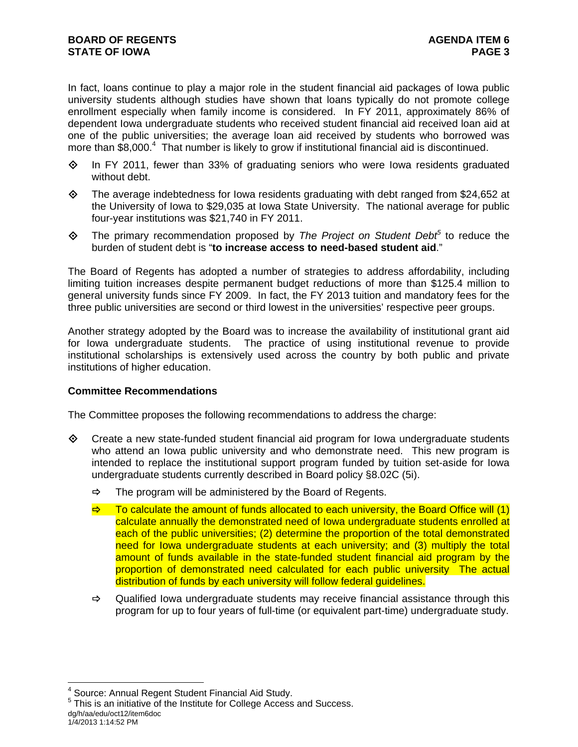In fact, loans continue to play a major role in the student financial aid packages of Iowa public university students although studies have shown that loans typically do not promote college enrollment especially when family income is considered. In FY 2011, approximately 86% of dependent Iowa undergraduate students who received student financial aid received loan aid at one of the public universities; the average loan aid received by students who borrowed was more than $8,000.[4] That number is likely to grow if institutional financial aid is discontinued.

- In FY 2011, fewer than 33% of graduating seniors who were Iowa residents graduated without debt.
- The average indebtedness for Iowa residents graduating with debt ranged from $24,652 at the University of Iowa to $29,035 at Iowa State University. The national average for public four-year institutions was $21,740 in FY 2011.
- The primary recommendation proposed by *The Project on Student Debt*[5] to reduce the burden of student debt is "**to increase access to need-based student aid**."

The Board of Regents has adopted a number of strategies to address affordability, including limiting tuition increases despite permanent budget reductions of more than $125.4 million to general university funds since FY 2009. In fact, the FY 2013 tuition and mandatory fees for the three public universities are second or third lowest in the universities' respective peer groups.

Another strategy adopted by the Board was to increase the availability of institutional grant aid for Iowa undergraduate students. The practice of using institutional revenue to provide institutional scholarships is extensively used across the country by both public and private institutions of higher education.

**Committee Recommendations**

The Committee proposes the following recommendations to address the charge:

- Create a new state-funded student financial aid program for Iowa undergraduate students who attend an Iowa public university and who demonstrate need. This new program is intended to replace the institutional support program funded by tuition set-aside for Iowa undergraduate students currently described in Board policy §8.02C (5i).
  - The program will be administered by the Board of Regents.
  - To calculate the amount of funds allocated to each university, the Board Office will (1) calculate annually the demonstrated need of Iowa undergraduate students enrolled at each of the public universities; (2) determine the proportion of the total demonstrated need for Iowa undergraduate students at each university; and (3) multiply the total amount of funds available in the state-funded student financial aid program by the proportion of demonstrated need calculated for each public university The actual distribution of funds by each university will follow federal guidelines.
  - Qualified Iowa undergraduate students may receive financial assistance through this program for up to four years of full-time (or equivalent part-time) undergraduate study.

[4] Source: Annual Regent Student Financial Aid Study.

[5] This is an initiative of the Institute for College Access and Success.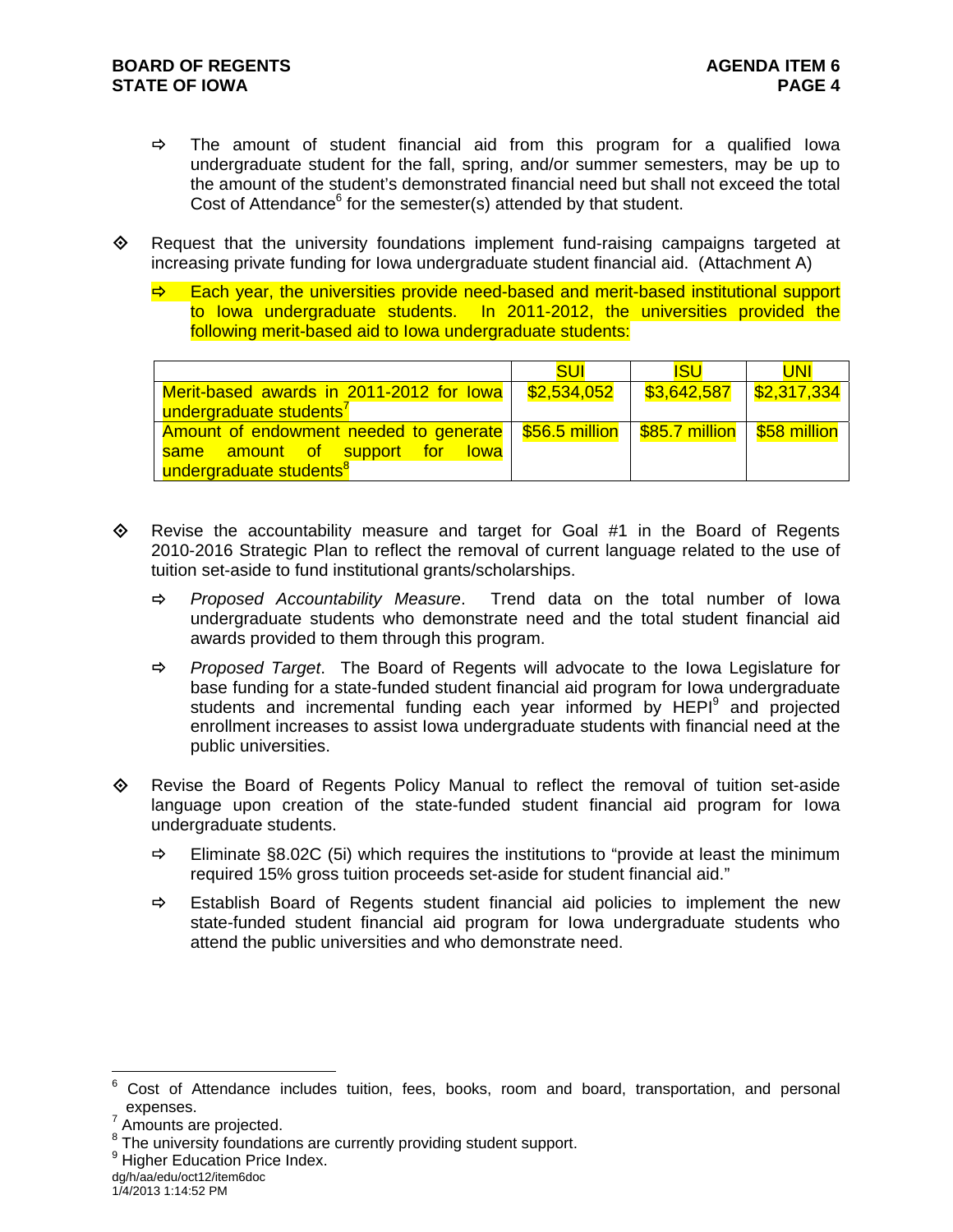- ⇨ The amount of student financial aid from this program for a qualified Iowa undergraduate student for the fall, spring, and/or summer semesters, may be up to the amount of the student's demonstrated financial need but shall not exceed the total Cost of Attendance[6] for the semester(s) attended by that student.

- ◇ Request that the university foundations implement fund-raising campaigns targeted at increasing private funding for Iowa undergraduate student financial aid. (Attachment A)

  - ⇨ Each year, the universities provide need-based and merit-based institutional support to Iowa undergraduate students. In 2011-2012, the universities provided the following merit-based aid to Iowa undergraduate students:

| | SUI | ISU | UNI |
|---|---|---|---|
| Merit-based awards in 2011-2012 for Iowa undergraduate students[7] | $2,534,052 | $3,642,587 | $2,317,334 |
| Amount of endowment needed to generate same amount of support for Iowa undergraduate students[8] | $56.5 million | $85.7 million | $58 million |

- ◇ Revise the accountability measure and target for Goal #1 in the Board of Regents 2010-2016 Strategic Plan to reflect the removal of current language related to the use of tuition set-aside to fund institutional grants/scholarships.

  - ⇨ *Proposed Accountability Measure*. Trend data on the total number of Iowa undergraduate students who demonstrate need and the total student financial aid awards provided to them through this program.

  - ⇨ *Proposed Target*. The Board of Regents will advocate to the Iowa Legislature for base funding for a state-funded student financial aid program for Iowa undergraduate students and incremental funding each year informed by HEPI[9] and projected enrollment increases to assist Iowa undergraduate students with financial need at the public universities.

- ◇ Revise the Board of Regents Policy Manual to reflect the removal of tuition set-aside language upon creation of the state-funded student financial aid program for Iowa undergraduate students.

  - ⇨ Eliminate §8.02C (5i) which requires the institutions to "provide at least the minimum required 15% gross tuition proceeds set-aside for student financial aid."

  - ⇨ Establish Board of Regents student financial aid policies to implement the new state-funded student financial aid program for Iowa undergraduate students who attend the public universities and who demonstrate need.

---

[6] Cost of Attendance includes tuition, fees, books, room and board, transportation, and personal expenses.

[7] Amounts are projected.

[8] The university foundations are currently providing student support.

[9] Higher Education Price Index.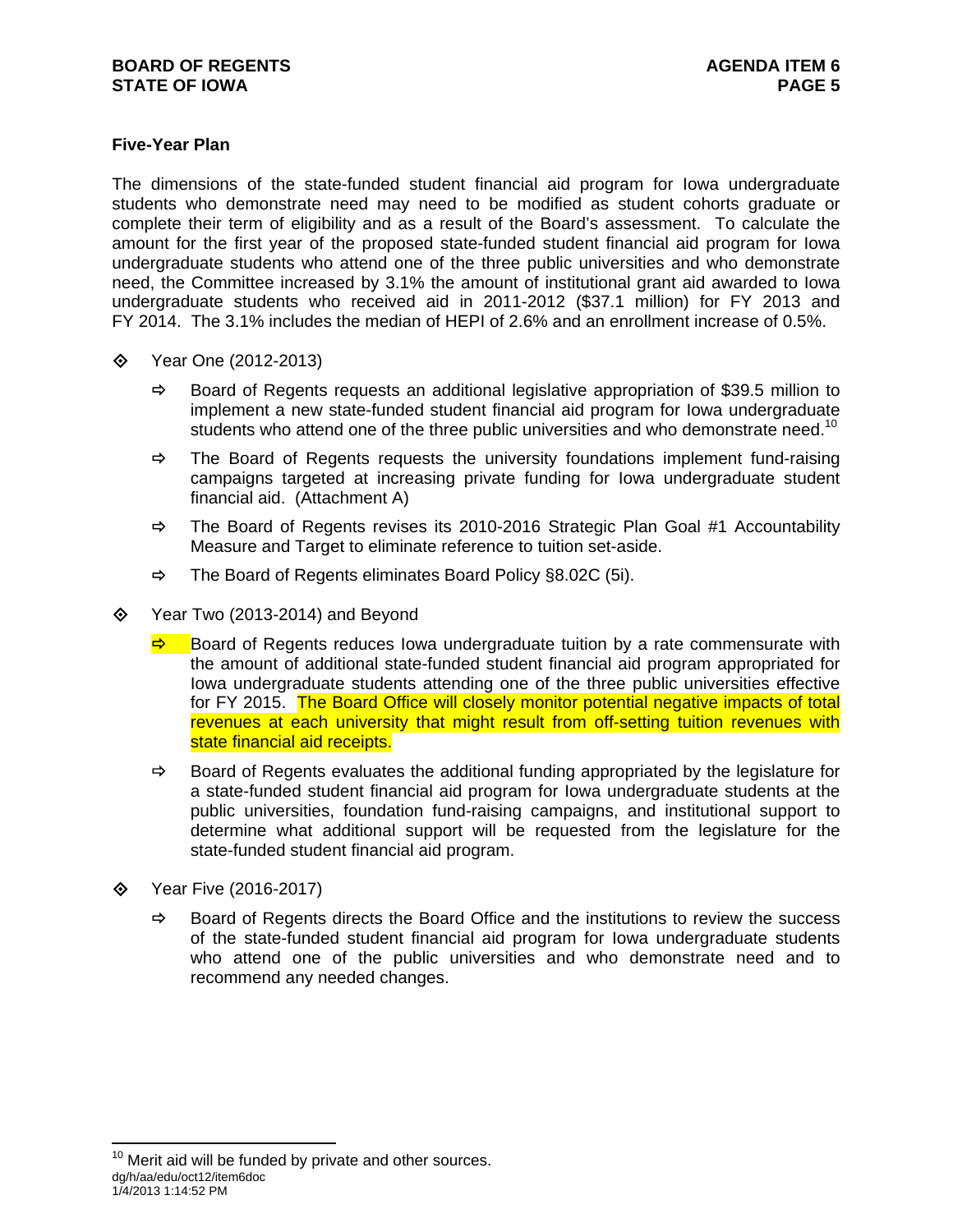**Five-Year Plan**

The dimensions of the state-funded student financial aid program for Iowa undergraduate students who demonstrate need may need to be modified as student cohorts graduate or complete their term of eligibility and as a result of the Board's assessment. To calculate the amount for the first year of the proposed state-funded student financial aid program for Iowa undergraduate students who attend one of the three public universities and who demonstrate need, the Committee increased by 3.1% the amount of institutional grant aid awarded to Iowa undergraduate students who received aid in 2011-2012 ($37.1 million) for FY 2013 and FY 2014. The 3.1% includes the median of HEPI of 2.6% and an enrollment increase of 0.5%.

- Year One (2012-2013)
  - Board of Regents requests an additional legislative appropriation of $39.5 million to implement a new state-funded student financial aid program for Iowa undergraduate students who attend one of the three public universities and who demonstrate need.[10]
  - The Board of Regents requests the university foundations implement fund-raising campaigns targeted at increasing private funding for Iowa undergraduate student financial aid. (Attachment A)
  - The Board of Regents revises its 2010-2016 Strategic Plan Goal #1 Accountability Measure and Target to eliminate reference to tuition set-aside.
  - The Board of Regents eliminates Board Policy §8.02C (5i).
- Year Two (2013-2014) and Beyond
  - Board of Regents reduces Iowa undergraduate tuition by a rate commensurate with the amount of additional state-funded student financial aid program appropriated for Iowa undergraduate students attending one of the three public universities effective for FY 2015. The Board Office will closely monitor potential negative impacts of total revenues at each university that might result from off-setting tuition revenues with state financial aid receipts.
  - Board of Regents evaluates the additional funding appropriated by the legislature for a state-funded student financial aid program for Iowa undergraduate students at the public universities, foundation fund-raising campaigns, and institutional support to determine what additional support will be requested from the legislature for the state-funded student financial aid program.
- Year Five (2016-2017)
  - Board of Regents directs the Board Office and the institutions to review the success of the state-funded student financial aid program for Iowa undergraduate students who attend one of the public universities and who demonstrate need and to recommend any needed changes.

---

[10] Merit aid will be funded by private and other sources.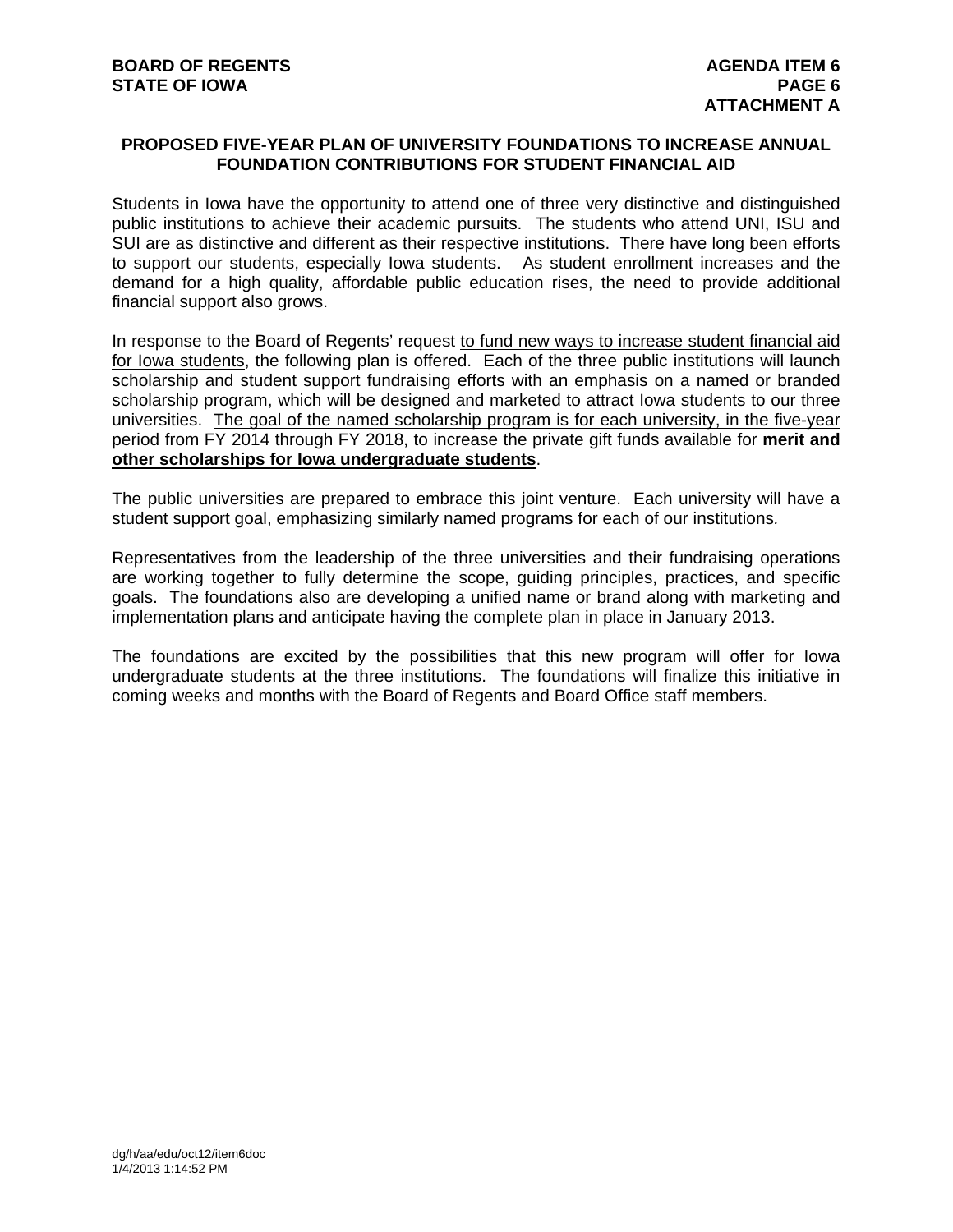**ATTACHMENT A**

## PROPOSED FIVE-YEAR PLAN OF UNIVERSITY FOUNDATIONS TO INCREASE ANNUAL FOUNDATION CONTRIBUTIONS FOR STUDENT FINANCIAL AID

Students in Iowa have the opportunity to attend one of three very distinctive and distinguished public institutions to achieve their academic pursuits. The students who attend UNI, ISU and SUI are as distinctive and different as their respective institutions. There have long been efforts to support our students, especially Iowa students. As student enrollment increases and the demand for a high quality, affordable public education rises, the need to provide additional financial support also grows.

In response to the Board of Regents' request <u>to fund new ways to increase student financial aid for Iowa students</u>, the following plan is offered. Each of the three public institutions will launch scholarship and student support fundraising efforts with an emphasis on a named or branded scholarship program, which will be designed and marketed to attract Iowa students to our three universities. <u>The goal of the named scholarship program is for each university, in the five-year period from FY 2014 through FY 2018, to increase the private gift funds available for **merit and other scholarships for Iowa undergraduate students**</u>.

The public universities are prepared to embrace this joint venture. Each university will have a student support goal, emphasizing similarly named programs for each of our institutions.

Representatives from the leadership of the three universities and their fundraising operations are working together to fully determine the scope, guiding principles, practices, and specific goals. The foundations also are developing a unified name or brand along with marketing and implementation plans and anticipate having the complete plan in place in January 2013.

The foundations are excited by the possibilities that this new program will offer for Iowa undergraduate students at the three institutions. The foundations will finalize this initiative in coming weeks and months with the Board of Regents and Board Office staff members.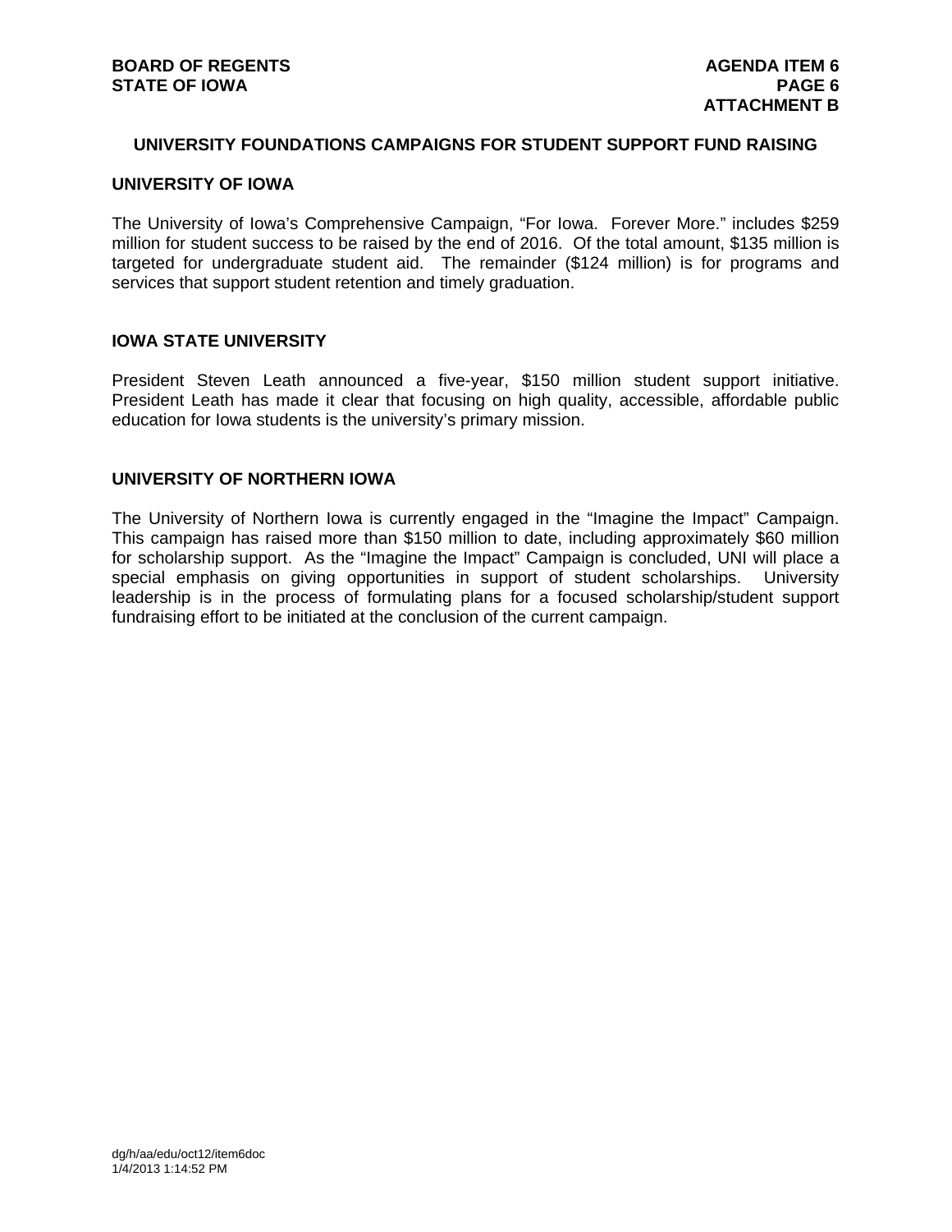## UNIVERSITY FOUNDATIONS CAMPAIGNS FOR STUDENT SUPPORT FUND RAISING

### UNIVERSITY OF IOWA

The University of Iowa's Comprehensive Campaign, "For Iowa. Forever More." includes $259 million for student success to be raised by the end of 2016. Of the total amount, $135 million is targeted for undergraduate student aid. The remainder ($124 million) is for programs and services that support student retention and timely graduation.

### IOWA STATE UNIVERSITY

President Steven Leath announced a five-year, $150 million student support initiative. President Leath has made it clear that focusing on high quality, accessible, affordable public education for Iowa students is the university's primary mission.

### UNIVERSITY OF NORTHERN IOWA

The University of Northern Iowa is currently engaged in the "Imagine the Impact" Campaign. This campaign has raised more than $150 million to date, including approximately $60 million for scholarship support. As the "Imagine the Impact" Campaign is concluded, UNI will place a special emphasis on giving opportunities in support of student scholarships. University leadership is in the process of formulating plans for a focused scholarship/student support fundraising effort to be initiated at the conclusion of the current campaign.

dg/h/aa/edu/oct12/item6doc
1/4/2013 1:14:52 PM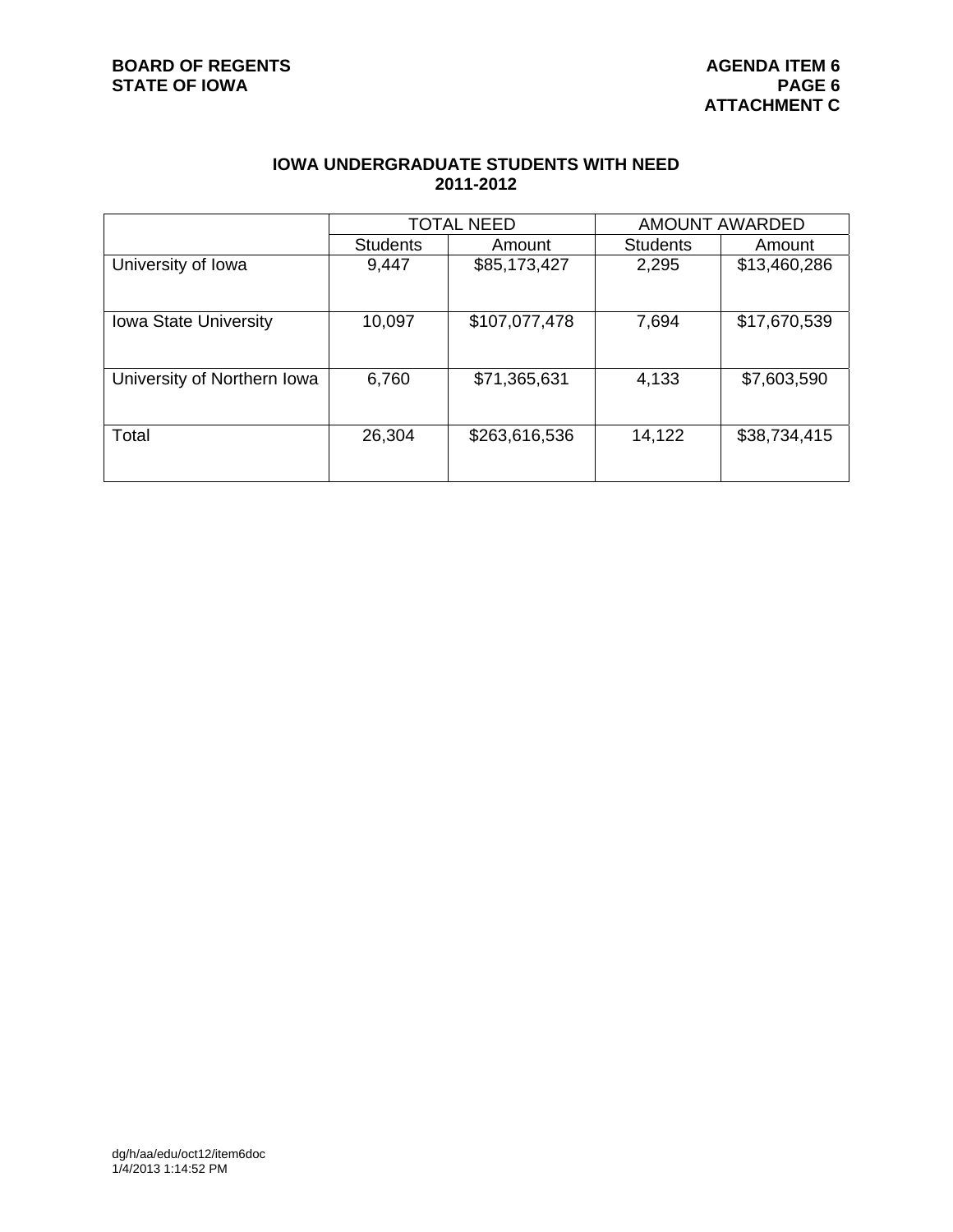## IOWA UNDERGRADUATE STUDENTS WITH NEED
## 2011-2012

| | TOTAL NEED | | AMOUNT AWARDED | |
|---|---|---|---|---|
| | Students | Amount | Students | Amount |
| University of Iowa | 9,447 | \$85,173,427 | 2,295 | \$13,460,286 |
| Iowa State University | 10,097 | \$107,077,478 | 7,694 | \$17,670,539 |
| University of Northern Iowa | 6,760 | \$71,365,631 | 4,133 | \$7,603,590 |
| Total | 26,304 | \$263,616,536 | 14,122 | \$38,734,415 |